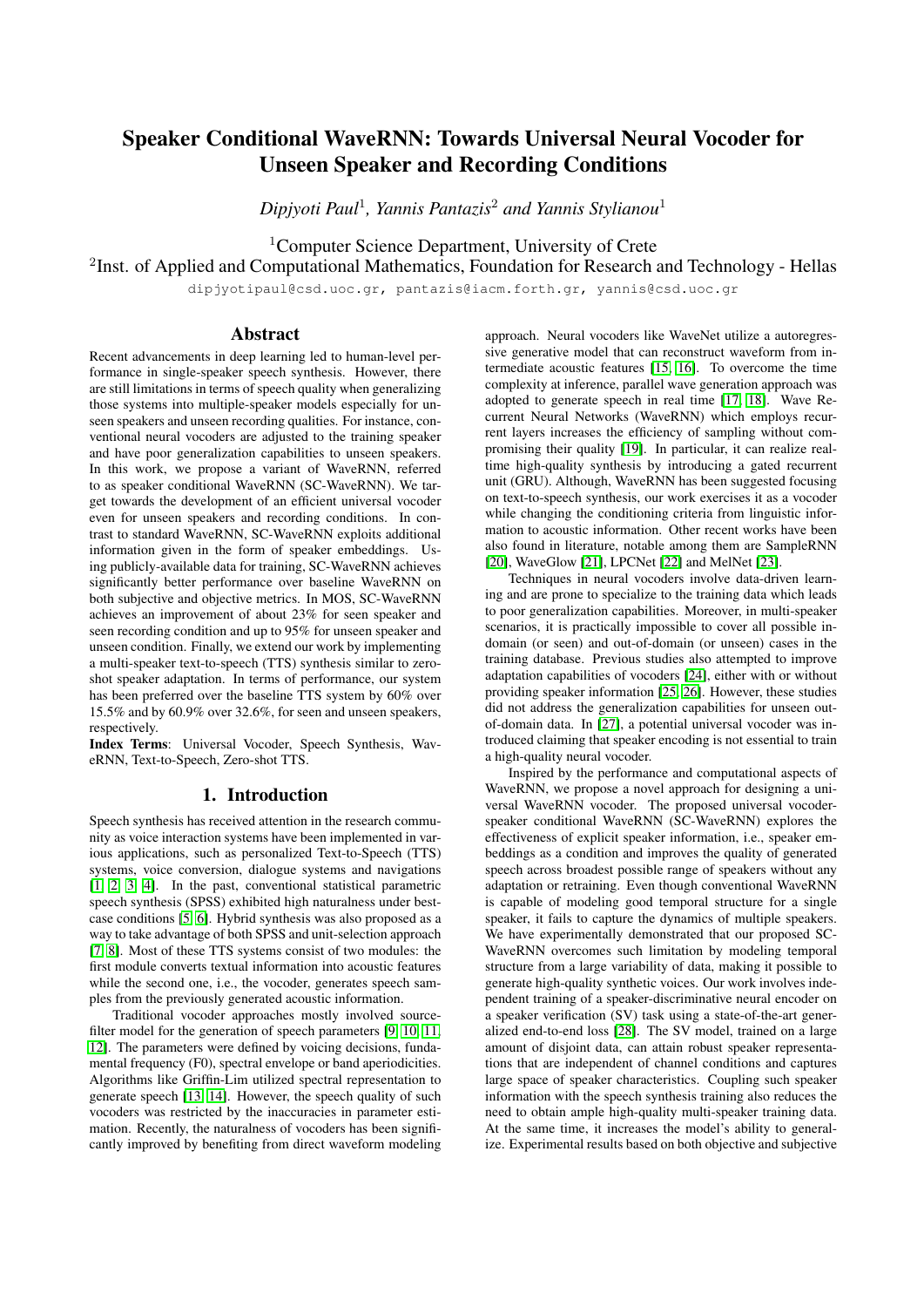# Speaker Conditional WaveRNN: Towards Universal Neural Vocoder for Unseen Speaker and Recording Conditions

*Dipjyoti Paul*[1], *Yannis Pantazis*[2] *and Yannis Stylianou*[1]

[1]Computer Science Department, University of Crete

[2]Inst. of Applied and Computational Mathematics, Foundation for Research and Technology - Hellas

dipjyotipaul@csd.uoc.gr, pantazis@iacm.forth.gr, yannis@csd.uoc.gr

## Abstract

Recent advancements in deep learning led to human-level performance in single-speaker speech synthesis. However, there are still limitations in terms of speech quality when generalizing those systems into multiple-speaker models especially for unseen speakers and unseen recording qualities. For instance, conventional neural vocoders are adjusted to the training speaker and have poor generalization capabilities to unseen speakers. In this work, we propose a variant of WaveRNN, referred to as speaker conditional WaveRNN (SC-WaveRNN). We target towards the development of an efficient universal vocoder even for unseen speakers and recording conditions. In contrast to standard WaveRNN, SC-WaveRNN exploits additional information given in the form of speaker embeddings. Using publicly-available data for training, SC-WaveRNN achieves significantly better performance over baseline WaveRNN on both subjective and objective metrics. In MOS, SC-WaveRNN achieves an improvement of about 23% for seen speaker and seen recording condition and up to 95% for unseen speaker and unseen condition. Finally, we extend our work by implementing a multi-speaker text-to-speech (TTS) synthesis similar to zero-shot speaker adaptation. In terms of performance, our system has been preferred over the baseline TTS system by 60% over 15.5% and by 60.9% over 32.6%, for seen and unseen speakers, respectively.

**Index Terms**: Universal Vocoder, Speech Synthesis, WaveRNN, Text-to-Speech, Zero-shot TTS.

## 1. Introduction

Speech synthesis has received attention in the research community as voice interaction systems have been implemented in various applications, such as personalized Text-to-Speech (TTS) systems, voice conversion, dialogue systems and navigations [1, 2, 3, 4]. In the past, conventional statistical parametric speech synthesis (SPSS) exhibited high naturalness under best-case conditions [5, 6]. Hybrid synthesis was also proposed as a way to take advantage of both SPSS and unit-selection approach [7, 8]. Most of these TTS systems consist of two modules: the first module converts textual information into acoustic features while the second one, i.e., the vocoder, generates speech samples from the previously generated acoustic information.

Traditional vocoder approaches mostly involved source-filter model for the generation of speech parameters [9, 10, 11, 12]. The parameters were defined by voicing decisions, fundamental frequency (F0), spectral envelope or band aperiodicities. Algorithms like Griffin-Lim utilized spectral representation to generate speech [13, 14]. However, the speech quality of such vocoders was restricted by the inaccuracies in parameter estimation. Recently, the naturalness of vocoders has been significantly improved by benefiting from direct waveform modeling approach. Neural vocoders like WaveNet utilize a autoregressive generative model that can reconstruct waveform from intermediate acoustic features [15, 16]. To overcome the time complexity at inference, parallel wave generation approach was adopted to generate speech in real time [17, 18]. Wave Recurrent Neural Networks (WaveRNN) which employs recurrent layers increases the efficiency of sampling without compromising their quality [19]. In particular, it can realize real-time high-quality synthesis by introducing a gated recurrent unit (GRU). Although, WaveRNN has been suggested focusing on text-to-speech synthesis, our work exercises it as a vocoder while changing the conditioning criteria from linguistic information to acoustic information. Other recent works have been also found in literature, notable among them are SampleRNN [20], WaveGlow [21], LPCNet [22] and MelNet [23].

Techniques in neural vocoders involve data-driven learning and are prone to specialize to the training data which leads to poor generalization capabilities. Moreover, in multi-speaker scenarios, it is practically impossible to cover all possible in-domain (or seen) and out-of-domain (or unseen) cases in the training database. Previous studies also attempted to improve adaptation capabilities of vocoders [24], either with or without providing speaker information [25, 26]. However, these studies did not address the generalization capabilities for unseen out-of-domain data. In [27], a potential universal vocoder was introduced claiming that speaker encoding is not essential to train a high-quality neural vocoder.

Inspired by the performance and computational aspects of WaveRNN, we propose a novel approach for designing a universal WaveRNN vocoder. The proposed universal vocoder-speaker conditional WaveRNN (SC-WaveRNN) explores the effectiveness of explicit speaker information, i.e., speaker embeddings as a condition and improves the quality of generated speech across broadest possible range of speakers without any adaptation or retraining. Even though conventional WaveRNN is capable of modeling good temporal structure for a single speaker, it fails to capture the dynamics of multiple speakers. We have experimentally demonstrated that our proposed SC-WaveRNN overcomes such limitation by modeling temporal structure from a large variability of data, making it possible to generate high-quality synthetic voices. Our work involves independent training of a speaker-discriminative neural encoder on a speaker verification (SV) task using a state-of-the-art generalized end-to-end loss [28]. The SV model, trained on a large amount of disjoint data, can attain robust speaker representations that are independent of channel conditions and captures large space of speaker characteristics. Coupling such speaker information with the speech synthesis training also reduces the need to obtain ample high-quality multi-speaker training data. At the same time, it increases the model's ability to generalize. Experimental results based on both objective and subjective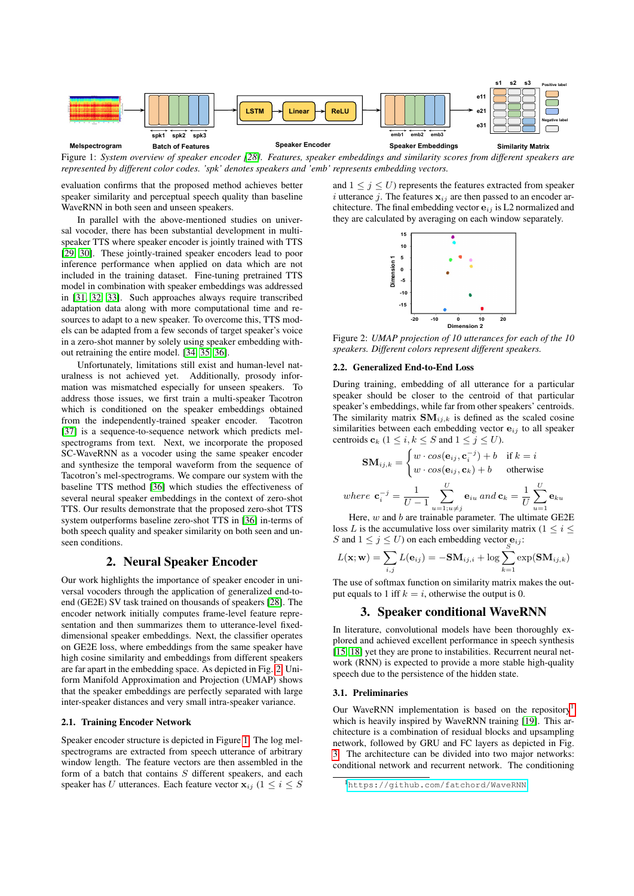Figure 1: *System overview of speaker encoder [28]. Features, speaker embeddings and similarity scores from different speakers are represented by different color codes. 'spk' denotes speakers and 'emb' represents embedding vectors.*

evaluation confirms that the proposed method achieves better speaker similarity and perceptual speech quality than baseline WaveRNN in both seen and unseen speakers.

In parallel with the above-mentioned studies on universal vocoder, there has been substantial development in multi-speaker TTS where speaker encoder is jointly trained with TTS [29, 30]. These jointly-trained speaker encoders lead to poor inference performance when applied on data which are not included in the training dataset. Fine-tuning pretrained TTS model in combination with speaker embeddings was addressed in [31, 32, 33]. Such approaches always require transcribed adaptation data along with more computational time and resources to adapt to a new speaker. To overcome this, TTS models can be adapted from a few seconds of target speaker's voice in a zero-shot manner by solely using speaker embedding without retraining the entire model. [34, 35, 36].

Unfortunately, limitations still exist and human-level naturalness is not achieved yet. Additionally, prosody information was mismatched especially for unseen speakers. To address those issues, we first train a multi-speaker Tacotron which is conditioned on the speaker embeddings obtained from the independently-trained speaker encoder. Tacotron [37] is a sequence-to-sequence network which predicts mel-spectrograms from text. Next, we incorporate the proposed SC-WaveRNN as a vocoder using the same speaker encoder and synthesize the temporal waveform from the sequence of Tacotron's mel-spectrograms. We compare our system with the baseline TTS method [36] which studies the effectiveness of several neural speaker embeddings in the context of zero-shot TTS. Our results demonstrate that the proposed zero-shot TTS system outperforms baseline zero-shot TTS in [36] in-terms of both speech quality and speaker similarity on both seen and unseen conditions.

## 2. Neural Speaker Encoder

Our work highlights the importance of speaker encoder in universal vocoders through the application of generalized end-to-end (GE2E) SV task trained on thousands of speakers [28]. The encoder network initially computes frame-level feature representation and then summarizes them to utterance-level fixed-dimensional speaker embeddings. Next, the classifier operates on GE2E loss, where embeddings from the same speaker have high cosine similarity and embeddings from different speakers are far apart in the embedding space. As depicted in Fig. 2, Uniform Manifold Approximation and Projection (UMAP) shows that the speaker embeddings are perfectly separated with large inter-speaker distances and very small intra-speaker variance.

### 2.1. Training Encoder Network

Speaker encoder structure is depicted in Figure 1. The log mel-spectrograms are extracted from speech utterance of arbitrary window length. The feature vectors are then assembled in the form of a batch that contains $S$ different speakers, and each speaker has $U$ utterances. Each feature vector $\mathbf{x}_{ij}$ ($1 \leq i \leq S$ and $1 \leq j \leq U$) represents the features extracted from speaker $i$ utterance $j$. The features $\mathbf{x}_{ij}$ are then passed to an encoder architecture. The final embedding vector $\mathbf{e}_{ij}$ is L2 normalized and they are calculated by averaging on each window separately.

Figure 2: *UMAP projection of 10 utterances for each of the 10 speakers. Different colors represent different speakers.*

### 2.2. Generalized End-to-End Loss

During training, embedding of all utterance for a particular speaker should be closer to the centroid of that particular speaker's embeddings, while far from other speakers' centroids. The similarity matrix $\mathbf{SM}_{ij,k}$ is defined as the scaled cosine similarities between each embedding vector $\mathbf{e}_{ij}$ to all speaker centroids $\mathbf{c}_k$ ($1 \leq i, k \leq S$ and $1 \leq j \leq U$).

$$\mathbf{SM}_{ij,k} = \begin{cases} w \cdot cos(\mathbf{e}_{ij}, \mathbf{c}_i^{-j}) + b & \text{if } k = i \\ w \cdot cos(\mathbf{e}_{ij}, \mathbf{c}_k) + b & \text{otherwise} \end{cases}$$

$$where \;\; \mathbf{c}_i^{-j} = \frac{1}{U-1} \sum_{u=1; u \neq j}^{U} \mathbf{e}_{iu} \;\; and \;\; \mathbf{c}_k = \frac{1}{U} \sum_{u=1}^{U} \mathbf{e}_{ku}$$

Here, $w$ and $b$ are trainable parameter. The ultimate GE2E loss $L$ is the accumulative loss over similarity matrix ($1 \leq i \leq S$ and $1 \leq j \leq U$) on each embedding vector $\mathbf{e}_{ij}$:

$$L(\mathbf{x}; \mathbf{w}) = \sum_{i,j} L(\mathbf{e}_{ij}) = -\mathbf{SM}_{ij,i} + \log \sum_{k=1}^{S} \exp(\mathbf{SM}_{ij,k})$$

The use of softmax function on similarity matrix makes the output equals to 1 iff $k = i$, otherwise the output is 0.

## 3. Speaker conditional WaveRNN

In literature, convolutional models have been thoroughly explored and achieved excellent performance in speech synthesis [15, 18] yet they are prone to instabilities. Recurrent neural network (RNN) is expected to provide a more stable high-quality speech due to the persistence of the hidden state.

### 3.1. Preliminaries

Our WaveRNN implementation is based on the repository[1] which is heavily inspired by WaveRNN training [19]. This architecture is a combination of residual blocks and upsampling network, followed by GRU and FC layers as depicted in Fig. 3. The architecture can be divided into two major networks: conditional network and recurrent network. The conditioning

[1] https://github.com/fatchord/WaveRNN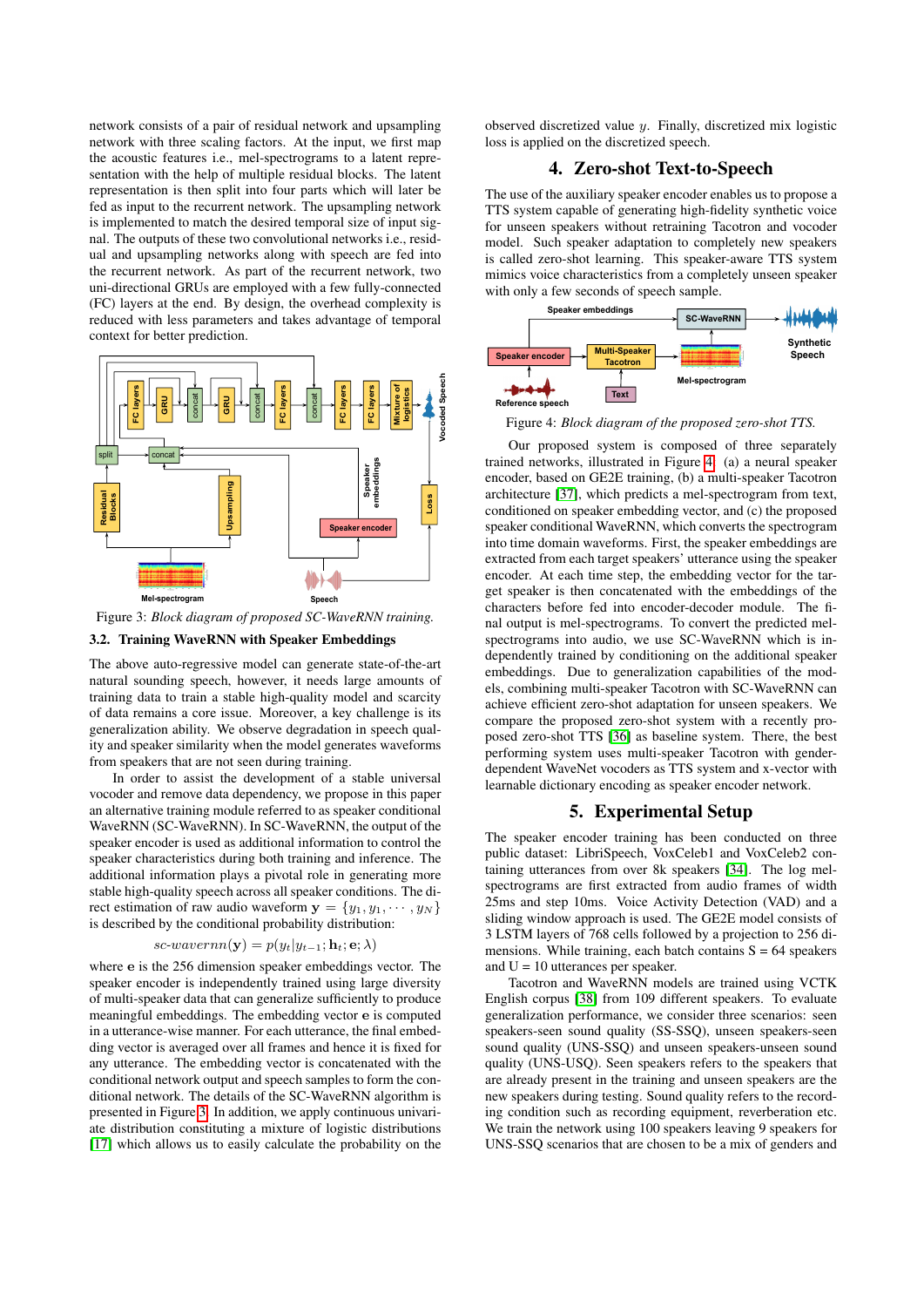network consists of a pair of residual network and upsampling network with three scaling factors. At the input, we first map the acoustic features i.e., mel-spectrograms to a latent representation with the help of multiple residual blocks. The latent representation is then split into four parts which will later be fed as input to the recurrent network. The upsampling network is implemented to match the desired temporal size of input signal. The outputs of these two convolutional networks i.e., residual and upsampling networks along with speech are fed into the recurrent network. As part of the recurrent network, two uni-directional GRUs are employed with a few fully-connected (FC) layers at the end. By design, the overhead complexity is reduced with less parameters and takes advantage of temporal context for better prediction.

Figure 3: *Block diagram of proposed SC-WaveRNN training.*

### 3.2. Training WaveRNN with Speaker Embeddings

The above auto-regressive model can generate state-of-the-art natural sounding speech, however, it needs large amounts of training data to train a stable high-quality model and scarcity of data remains a core issue. Moreover, a key challenge is its generalization ability. We observe degradation in speech quality and speaker similarity when the model generates waveforms from speakers that are not seen during training.

In order to assist the development of a stable universal vocoder and remove data dependency, we propose in this paper an alternative training module referred to as speaker conditional WaveRNN (SC-WaveRNN). In SC-WaveRNN, the output of the speaker encoder is used as additional information to control the speaker characteristics during both training and inference. The additional information plays a pivotal role in generating more stable high-quality speech across all speaker conditions. The direct estimation of raw audio waveform $\mathbf{y} = \{y_1, y_1, \cdots, y_N\}$ is described by the conditional probability distribution:

$$sc\text{-}wavernn(\mathbf{y}) = p(y_t | y_{t-1}; \mathbf{h}_t; \mathbf{e}; \lambda)$$

where $\mathbf{e}$ is the 256 dimension speaker embeddings vector. The speaker encoder is independently trained using large diversity of multi-speaker data that can generalize sufficiently to produce meaningful embeddings. The embedding vector $\mathbf{e}$ is computed in a utterance-wise manner. For each utterance, the final embedding vector is averaged over all frames and hence it is fixed for any utterance. The embedding vector is concatenated with the conditional network output and speech to form the conditional network. The details of the SC-WaveRNN algorithm is presented in Figure 3. In addition, we apply continuous univariate distribution constituting a mixture of logistic distributions [17] which allows us to easily calculate the probability on the observed discretized value $y$. Finally, discretized mix logistic loss is applied on the discretized speech.

## 4. Zero-shot Text-to-Speech

The use of the auxiliary speaker encoder enables us to propose a TTS system capable of generating high-fidelity synthetic voice for unseen speakers without retraining Tacotron and vocoder model. Such speaker adaptation to completely new speakers is called zero-shot learning. This speaker-aware TTS system mimics voice characteristics from a completely unseen speaker with only a few seconds of speech sample.

Figure 4: *Block diagram of the proposed zero-shot TTS.*

Our proposed system is composed of three separately trained networks, illustrated in Figure 4: (a) a neural speaker encoder, based on GE2E training, (b) a multi-speaker Tacotron architecture [37], which predicts a mel-spectrogram from text, conditioned on speaker embedding vector, and (c) the proposed speaker conditional WaveRNN, which converts the spectrogram into time domain waveforms. First, the speaker embeddings are extracted from each target speakers' utterance using the speaker encoder. At each time step, the embedding vector for the target speaker is then concatenated with the embeddings of the characters before fed into encoder-decoder module. The final output is mel-spectrograms. To convert the predicted mel-spectrograms into audio, we use SC-WaveRNN which is independently trained by conditioning on the additional speaker embeddings. Due to generalization capabilities of the models, combining multi-speaker Tacotron with SC-WaveRNN can achieve efficient zero-shot adaptation for unseen speakers. We compare the proposed zero-shot system with a recently proposed zero-shot TTS [36] as baseline system. There, the best performing system uses multi-speaker Tacotron with gender-dependent WaveNet vocoders as TTS system and x-vector with learnable dictionary encoding as speaker encoder network.

## 5. Experimental Setup

The speaker encoder training has been conducted on three public dataset: LibriSpeech, VoxCeleb1 and VoxCeleb2 containing utterances from over 8k speakers [34]. The log mel-spectrograms are first extracted from audio frames of width 25ms and step 10ms. Voice Activity Detection (VAD) and a sliding window approach is used. The GE2E model consists of 3 LSTM layers of 768 cells followed by a projection to 256 dimensions. While training, each batch contains S = 64 speakers and U = 10 utterances per speaker.

Tacotron and WaveRNN models are trained using VCTK English corpus [38] from 109 different speakers. To evaluate generalization performance, we consider three scenarios: seen speakers-seen sound quality (SS-SSQ), unseen speakers-seen sound quality (UNS-SSQ) and unseen speakers-unseen sound quality (UNS-USQ). Seen speakers refers to the speakers that are already present in the training and unseen speakers are the new speakers during testing. Sound quality refers to the recording condition such as recording equipment, reverberation etc. We train the network using 100 speakers leaving 9 speakers for UNS-SSQ scenarios that are chosen to be a mix of genders and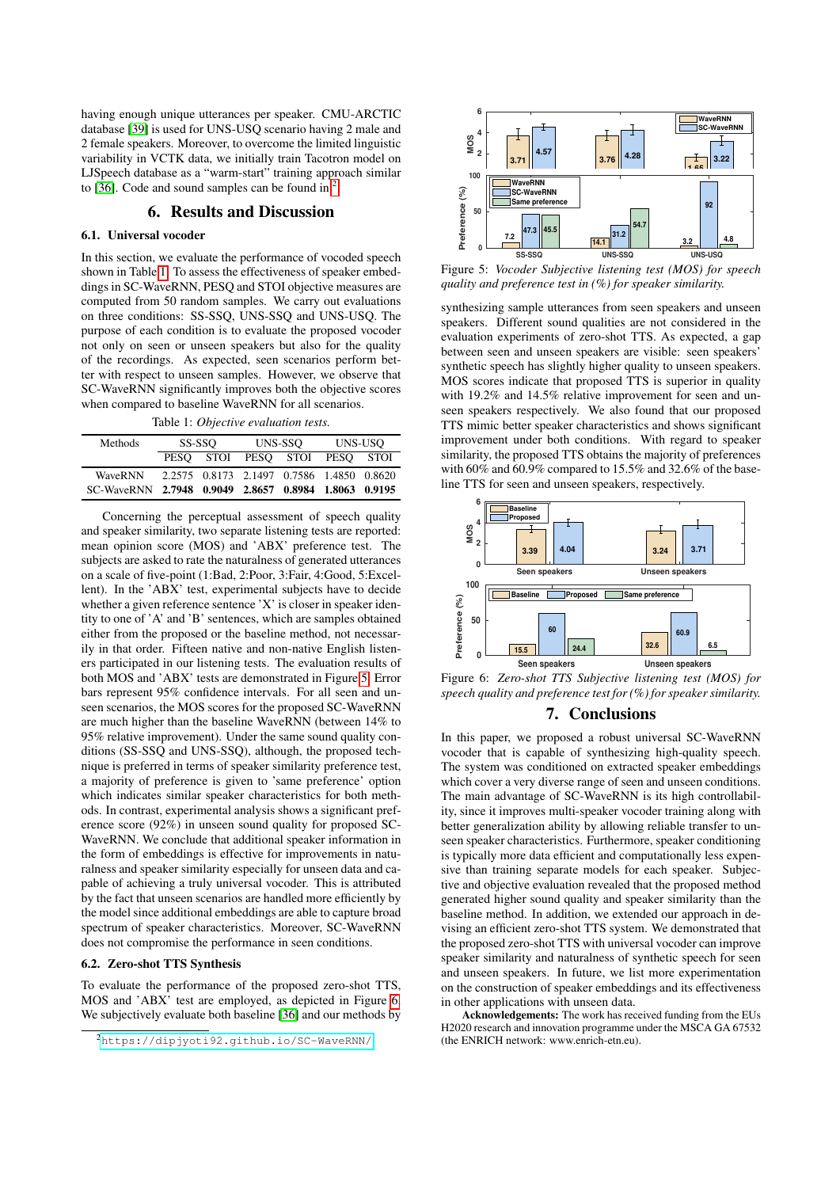having enough unique utterances per speaker. CMU-ARCTIC database [39] is used for UNS-USQ scenario having 2 male and 2 female speakers. Moreover, to overcome the limited linguistic variability in VCTK data, we initially train Tacotron model on LJSpeech database as a "warm-start" training approach similar to [36]. Code and sound samples can be found in[2].

# 6. Results and Discussion

## 6.1. Universal vocoder

In this section, we evaluate the performance of vocoded speech shown in Table 1. To assess the effectiveness of speaker embeddings in SC-WaveRNN, PESQ and STOI objective measures are computed from 50 random samples. We carry out evaluations on three conditions: SS-SSQ, UNS-SSQ and UNS-USQ. The purpose of each condition is to evaluate the proposed vocoder not only on seen or unseen speakers but also for the quality of the recordings. As expected, seen scenarios perform better with respect to unseen samples. However, we observe that SC-WaveRNN significantly improves both the objective scores when compared to baseline WaveRNN for all scenarios.

Table 1: *Objective evaluation tests.*

| Methods | SS-SSQ | | UNS-SSQ | | UNS-USQ | |
|---|---|---|---|---|---|---|
| | PESQ | STOI | PESQ | STOI | PESQ | STOI |
| WaveRNN | 2.2575 | 0.8173 | 2.1497 | 0.7586 | 1.4850 | 0.8620 |
| SC-WaveRNN | **2.7948** | **0.9049** | **2.8657** | **0.8984** | **1.8063** | **0.9195** |

Concerning the perceptual assessment of speech quality and speaker similarity, two separate listening tests are performed: mean opinion score (MOS) and 'ABX' preference test. The subjects are asked to rate the naturalness of generated utterances on a scale of five-point (1:Bad, 2:Poor, 3:Fair, 4:Good, 5:Excellent). In the 'ABX' test, experimental subjects have to decide whether a given reference sentence 'X' is closer in speaker identity to one of 'A' and 'B' sentences, which are samples obtained either from the proposed or the baseline method, not necessarily in that order. Fifteen native and non-native English listeners participated in our listening tests. The evaluation results of both MOS and 'ABX' tests are demonstrated in Figure 5. Error bars represent 95% confidence intervals. For all seen and unseen scenarios, the MOS scores for the proposed SC-WaveRNN are much higher than the baseline WaveRNN (between 14% to 95% relative improvement). Under the same sound quality conditions (SS-SSQ and UNS-SSQ), although, the proposed technique is preferred in terms of speaker similarity preference test, a majority of preference is given to 'same preference' option which indicates similar speaker characteristics for both methods. In contrast, experimental analysis shows a significant preference score (92%) in unseen sound quality for proposed SC-WaveRNN. We conclude that additional speaker information in the form of embeddings is effective for improvements in naturalness and speaker similarity especially for unseen data and capable of achieving a truly universal vocoder. This is attributed by the fact that unseen scenarios are handled more efficiently by the model since additional embeddings are able to capture broad spectrum of speaker characteristics. Moreover, SC-WaveRNN does not compromise the performance in seen conditions.

## 6.2. Zero-shot TTS Synthesis

To evaluate the performance of the proposed zero-shot TTS, MOS and 'ABX' test are employed, as depicted in Figure 6. We subjectively evaluate both baseline [36] and our methods by synthesizing sample utterances from seen speakers and unseen speakers. Different sound qualities are not considered in the evaluation experiments of zero-shot TTS. As expected, a gap between seen and unseen speakers are visible: seen speakers' synthetic speech has slightly higher quality to unseen speakers. MOS scores indicate that proposed TTS is superior in quality with 19.2% and 14.5% relative improvement for seen and unseen speakers respectively. We also found that our proposed TTS mimic better speaker characteristics and shows significant improvement under both conditions. With regard to speaker similarity, the proposed TTS obtains the majority of preferences with 60% and 60.9% compared to 15.5% and 32.6% of the baseline TTS for seen and unseen speakers, respectively.

Figure 5: *Vocoder Subjective listening test (MOS) for speech quality and preference test in (%) for speaker similarity.*

Figure 6: *Zero-shot TTS Subjective listening test (MOS) for speech quality and preference test for (%) for speaker similarity.*

# 7. Conclusions

In this paper, we proposed a robust universal SC-WaveRNN vocoder that is capable of synthesizing high-quality speech. The system was conditioned on extracted speaker embeddings which cover a very diverse range of seen and unseen conditions. The main advantage of SC-WaveRNN is its high controllability, since it improves multi-speaker vocoder training along with better generalization ability by allowing reliable transfer to unseen speaker characteristics. Furthermore, speaker conditioning is typically more data efficient and computationally less expensive than training separate models for each speaker. Subjective and objective evaluation revealed that the proposed method generated higher sound quality and speaker similarity than the baseline method. In addition, we extended our approach in devising an efficient zero-shot TTS system. We demonstrated that the proposed zero-shot TTS with universal vocoder can improve speaker similarity and naturalness of synthetic speech for seen and unseen speakers. In future, we list more experimentation on the construction of speaker embeddings and its effectiveness in other applications with unseen data.

**Acknowledgements:** The work has received funding from the EUs H2020 research and innovation programme under the MSCA GA 67532 (the ENRICH network: www.enrich-etn.eu).

[2] https://dipjyoti92.github.io/SC-WaveRNN/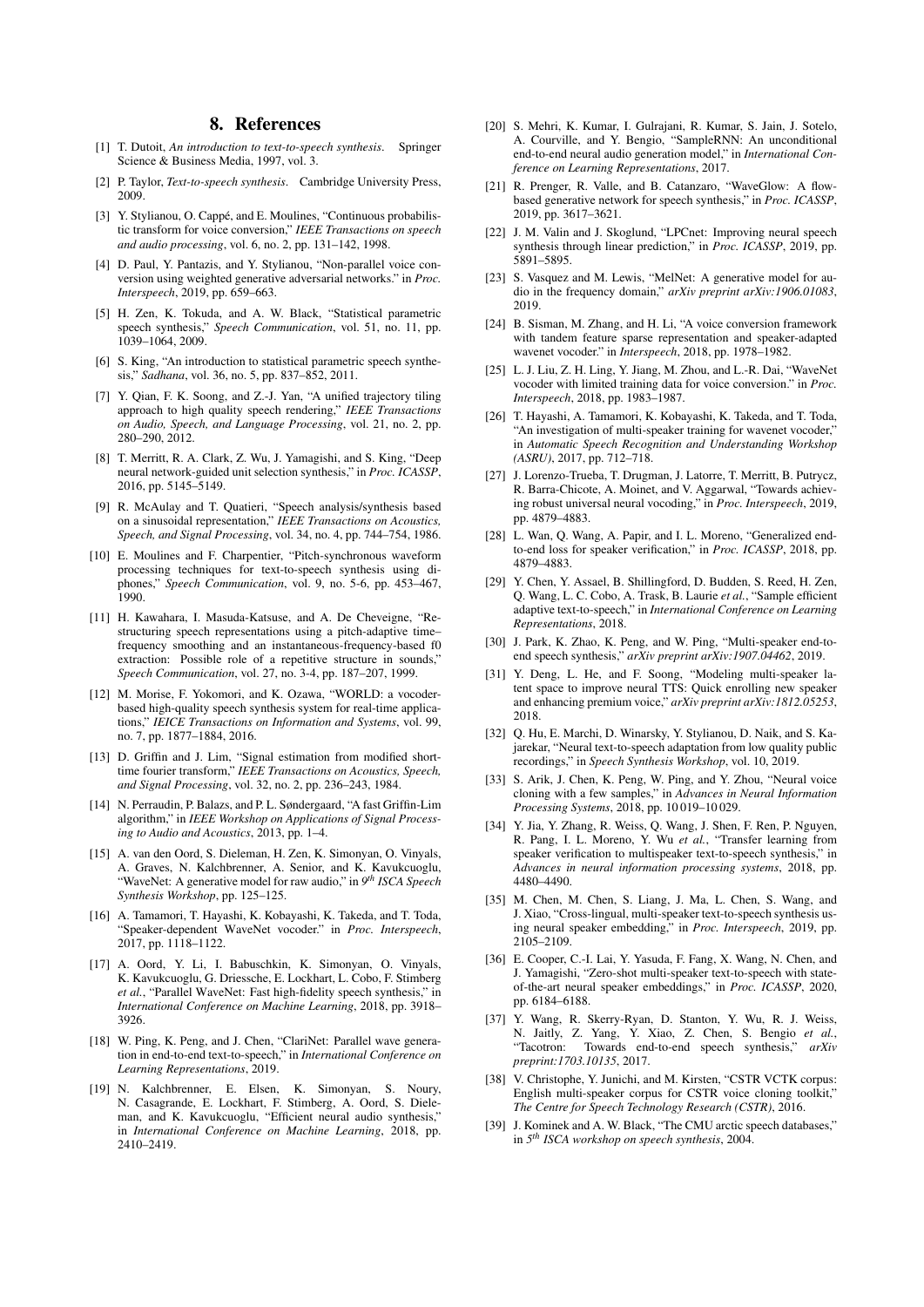# 8. References

[1] T. Dutoit, *An introduction to text-to-speech synthesis*. Springer Science & Business Media, 1997, vol. 3.

[2] P. Taylor, *Text-to-speech synthesis*. Cambridge University Press, 2009.

[3] Y. Stylianou, O. Cappé, and E. Moulines, "Continuous probabilistic transform for voice conversion," *IEEE Transactions on speech and audio processing*, vol. 6, no. 2, pp. 131–142, 1998.

[4] D. Paul, Y. Pantazis, and Y. Stylianou, "Non-parallel voice conversion using weighted generative adversarial networks." in *Proc. Interspeech*, 2019, pp. 659–663.

[5] H. Zen, K. Tokuda, and A. W. Black, "Statistical parametric speech synthesis," *Speech Communication*, vol. 51, no. 11, pp. 1039–1064, 2009.

[6] S. King, "An introduction to statistical parametric speech synthesis," *Sadhana*, vol. 36, no. 5, pp. 837–852, 2011.

[7] Y. Qian, F. K. Soong, and Z.-J. Yan, "A unified trajectory tiling approach to high quality speech rendering," *IEEE Transactions on Audio, Speech, and Language Processing*, vol. 21, no. 2, pp. 280–290, 2012.

[8] T. Merritt, R. A. Clark, Z. Wu, J. Yamagishi, and S. King, "Deep neural network-guided unit selection synthesis," in *Proc. ICASSP*, 2016, pp. 5145–5149.

[9] R. McAulay and T. Quatieri, "Speech analysis/synthesis based on a sinusoidal representation," *IEEE Transactions on Acoustics, Speech, and Signal Processing*, vol. 34, no. 4, pp. 744–754, 1986.

[10] E. Moulines and F. Charpentier, "Pitch-synchronous waveform processing techniques for text-to-speech synthesis using diphones," *Speech Communication*, vol. 9, no. 5-6, pp. 453–467, 1990.

[11] H. Kawahara, I. Masuda-Katsuse, and A. De Cheveigne, "Restructuring speech representations using a pitch-adaptive time–frequency smoothing and an instantaneous-frequency-based f0 extraction: Possible role of a repetitive structure in sounds," *Speech Communication*, vol. 27, no. 3-4, pp. 187–207, 1999.

[12] M. Morise, F. Yokomori, and K. Ozawa, "WORLD: a vocoder-based high-quality speech synthesis system for real-time applications," *IEICE Transactions on Information and Systems*, vol. 99, no. 7, pp. 1877–1884, 2016.

[13] D. Griffin and J. Lim, "Signal estimation from modified short-time fourier transform," *IEEE Transactions on Acoustics, Speech, and Signal Processing*, vol. 32, no. 2, pp. 236–243, 1984.

[14] N. Perraudin, P. Balazs, and P. L. Søndergaard, "A fast Griffin-Lim algorithm," in *IEEE Workshop on Applications of Signal Processing to Audio and Acoustics*, 2013, pp. 1–4.

[15] A. van den Oord, S. Dieleman, H. Zen, K. Simonyan, O. Vinyals, A. Graves, N. Kalchbrenner, A. Senior, and K. Kavukcuoglu, "WaveNet: A generative model for raw audio," in *9th ISCA Speech Synthesis Workshop*, pp. 125–125.

[16] A. Tamamori, T. Hayashi, K. Kobayashi, K. Takeda, and T. Toda, "Speaker-dependent WaveNet vocoder." in *Proc. Interspeech*, 2017, pp. 1118–1122.

[17] A. Oord, Y. Li, I. Babuschkin, K. Simonyan, O. Vinyals, K. Kavukcuoglu, G. Driessche, E. Lockhart, L. Cobo, F. Stimberg *et al.*, "Parallel WaveNet: Fast high-fidelity speech synthesis," in *International Conference on Machine Learning*, 2018, pp. 3918–3926.

[18] W. Ping, K. Peng, and J. Chen, "ClariNet: Parallel wave generation in end-to-end text-to-speech," in *International Conference on Learning Representations*, 2019.

[19] N. Kalchbrenner, E. Elsen, K. Simonyan, S. Noury, N. Casagrande, E. Lockhart, F. Stimberg, A. Oord, S. Dieleman, and K. Kavukcuoglu, "Efficient neural audio synthesis," in *International Conference on Machine Learning*, 2018, pp. 2410–2419.

[20] S. Mehri, K. Kumar, I. Gulrajani, R. Kumar, S. Jain, J. Sotelo, A. Courville, and Y. Bengio, "SampleRNN: An unconditional end-to-end neural audio generation model," in *International Conference on Learning Representations*, 2017.

[21] R. Prenger, R. Valle, and B. Catanzaro, "WaveGlow: A flow-based generative network for speech synthesis," in *Proc. ICASSP*, 2019, pp. 3617–3621.

[22] J. M. Valin and J. Skoglund, "LPCnet: Improving neural speech synthesis through linear prediction," in *Proc. ICASSP*, 2019, pp. 5891–5895.

[23] S. Vasquez and M. Lewis, "MelNet: A generative model for audio in the frequency domain," *arXiv preprint arXiv:1906.01083*, 2019.

[24] B. Sisman, M. Zhang, and H. Li, "A voice conversion framework with tandem feature sparse representation and speaker-adapted wavenet vocoder." in *Interspeech*, 2018, pp. 1978–1982.

[25] L. J. Liu, Z. H. Ling, Y. Jiang, M. Zhou, and L.-R. Dai, "WaveNet vocoder with limited training data for voice conversion." in *Proc. Interspeech*, 2018, pp. 1983–1987.

[26] T. Hayashi, A. Tamamori, K. Kobayashi, K. Takeda, and T. Toda, "An investigation of multi-speaker training for wavenet vocoder," in *Automatic Speech Recognition and Understanding Workshop (ASRU)*, 2017, pp. 712–718.

[27] J. Lorenzo-Trueba, T. Drugman, J. Latorre, T. Merritt, B. Putrycz, R. Barra-Chicote, A. Moinet, and V. Aggarwal, "Towards achieving robust universal neural vocoding," in *Proc. Interspeech*, 2019, pp. 4879–4883.

[28] L. Wan, Q. Wang, A. Papir, and I. L. Moreno, "Generalized end-to-end loss for speaker verification," in *Proc. ICASSP*, 2018, pp. 4879–4883.

[29] Y. Chen, Y. Assael, B. Shillingford, D. Budden, S. Reed, H. Zen, Q. Wang, L. C. Cobo, A. Trask, B. Laurie *et al.*, "Sample efficient adaptive text-to-speech," in *International Conference on Learning Representations*, 2018.

[30] J. Park, K. Zhao, K. Peng, and W. Ping, "Multi-speaker end-to-end speech synthesis," *arXiv preprint arXiv:1907.04462*, 2019.

[31] Y. Deng, L. He, and F. Soong, "Modeling multi-speaker latent space to improve neural TTS: Quick enrolling new speaker and enhancing premium voice," *arXiv preprint arXiv:1812.05253*, 2018.

[32] Q. Hu, E. Marchi, D. Winarsky, Y. Stylianou, D. Naik, and S. Kajarekar, "Neural text-to-speech adaptation from low quality public recordings," in *Speech Synthesis Workshop*, vol. 10, 2019.

[33] S. Arik, J. Chen, K. Peng, W. Ping, and Y. Zhou, "Neural voice cloning with a few samples," in *Advances in Neural Information Processing Systems*, 2018, pp. 10 019–10 029.

[34] Y. Jia, Y. Zhang, R. Weiss, Q. Wang, J. Shen, F. Ren, P. Nguyen, R. Pang, I. L. Moreno, Y. Wu *et al.*, "Transfer learning from speaker verification to multispeaker text-to-speech synthesis," in *Advances in neural information processing systems*, 2018, pp. 4480–4490.

[35] M. Chen, M. Chen, S. Liang, J. Ma, L. Chen, S. Wang, and J. Xiao, "Cross-lingual, multi-speaker text-to-speech synthesis using neural speaker embedding," in *Proc. Interspeech*, 2019, pp. 2105–2109.

[36] E. Cooper, C.-I. Lai, Y. Yasuda, F. Fang, X. Wang, N. Chen, and J. Yamagishi, "Zero-shot multi-speaker text-to-speech with state-of-the-art neural speaker embeddings," in *Proc. ICASSP*, 2020, pp. 6184–6188.

[37] Y. Wang, R. Skerry-Ryan, D. Stanton, Y. Wu, R. J. Weiss, N. Jaitly, Z. Yang, Y. Xiao, Z. Chen, S. Bengio *et al.*, "Tacotron: Towards end-to-end speech synthesis," *arXiv preprint:1703.10135*, 2017.

[38] V. Christophe, Y. Junichi, and M. Kirsten, "CSTR VCTK corpus: English multi-speaker corpus for CSTR voice cloning toolkit," *The Centre for Speech Technology Research (CSTR)*, 2016.

[39] J. Kominek and A. W. Black, "The CMU arctic speech databases," in *5th ISCA workshop on speech synthesis*, 2004.